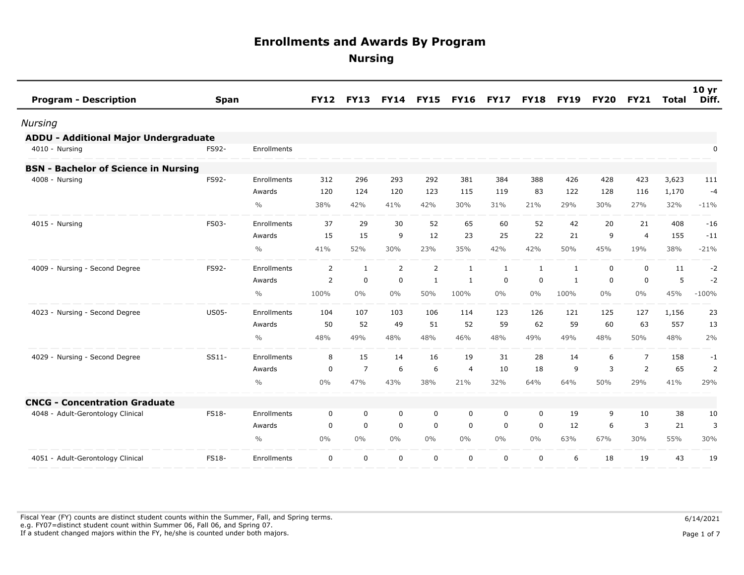# Enrollments and Awards By Program

## Nursing

| Program - Description | Span | | FY12 | FY13 | FY14 | FY15 | FY16 | FY17 | FY18 | FY19 | FY20 | FY21 | Total | 10 yr Diff. |
|---|---|---|---|---|---|---|---|---|---|---|---|---|---|---|
| *Nursing* | | | | | | | | | | | | | | |
| **ADDU - Additional Major Undergraduate** | | | | | | | | | | | | | | |
| 4010 - Nursing | FS92- | Enrollments | | | | | | | | | | | | 0 |
| **BSN - Bachelor of Science in Nursing** | | | | | | | | | | | | | | |
| 4008 - Nursing | FS92- | Enrollments | 312 | 296 | 293 | 292 | 381 | 384 | 388 | 426 | 428 | 423 | 3,623 | 111 |
| | | Awards | 120 | 124 | 120 | 123 | 115 | 119 | 83 | 122 | 128 | 116 | 1,170 | -4 |
| | | % | 38% | 42% | 41% | 42% | 30% | 31% | 21% | 29% | 30% | 27% | 32% | -11% |
| 4015 - Nursing | FS03- | Enrollments | 37 | 29 | 30 | 52 | 65 | 60 | 52 | 42 | 20 | 21 | 408 | -16 |
| | | Awards | 15 | 15 | 9 | 12 | 23 | 25 | 22 | 21 | 9 | 4 | 155 | -11 |
| | | % | 41% | 52% | 30% | 23% | 35% | 42% | 42% | 50% | 45% | 19% | 38% | -21% |
| 4009 - Nursing - Second Degree | FS92- | Enrollments | 2 | 1 | 2 | 2 | 1 | 1 | 1 | 1 | 0 | 0 | 11 | -2 |
| | | Awards | 2 | 0 | 0 | 1 | 1 | 0 | 0 | 1 | 0 | 0 | 5 | -2 |
| | | % | 100% | 0% | 0% | 50% | 100% | 0% | 0% | 100% | 0% | 0% | 45% | -100% |
| 4023 - Nursing - Second Degree | US05- | Enrollments | 104 | 107 | 103 | 106 | 114 | 123 | 126 | 121 | 125 | 127 | 1,156 | 23 |
| | | Awards | 50 | 52 | 49 | 51 | 52 | 59 | 62 | 59 | 60 | 63 | 557 | 13 |
| | | % | 48% | 49% | 48% | 48% | 46% | 48% | 49% | 49% | 48% | 50% | 48% | 2% |
| 4029 - Nursing - Second Degree | SS11- | Enrollments | 8 | 15 | 14 | 16 | 19 | 31 | 28 | 14 | 6 | 7 | 158 | -1 |
| | | Awards | 0 | 7 | 6 | 6 | 4 | 10 | 18 | 9 | 3 | 2 | 65 | 2 |
| | | % | 0% | 47% | 43% | 38% | 21% | 32% | 64% | 64% | 50% | 29% | 41% | 29% |
| **CNCG - Concentration Graduate** | | | | | | | | | | | | | | |
| 4048 - Adult-Gerontology Clinical | FS18- | Enrollments | 0 | 0 | 0 | 0 | 0 | 0 | 0 | 19 | 9 | 10 | 38 | 10 |
| | | Awards | 0 | 0 | 0 | 0 | 0 | 0 | 0 | 12 | 6 | 3 | 21 | 3 |
| | | % | 0% | 0% | 0% | 0% | 0% | 0% | 0% | 63% | 67% | 30% | 55% | 30% |
| 4051 - Adult-Gerontology Clinical | FS18- | Enrollments | 0 | 0 | 0 | 0 | 0 | 0 | 0 | 6 | 18 | 19 | 43 | 19 |

Fiscal Year (FY) counts are distinct student counts within the Summer, Fall, and Spring terms.
e.g. FY07=distinct student count within Summer 06, Fall 06, and Spring 07.
If a student changed majors within the FY, he/she is counted under both majors.

6/14/2021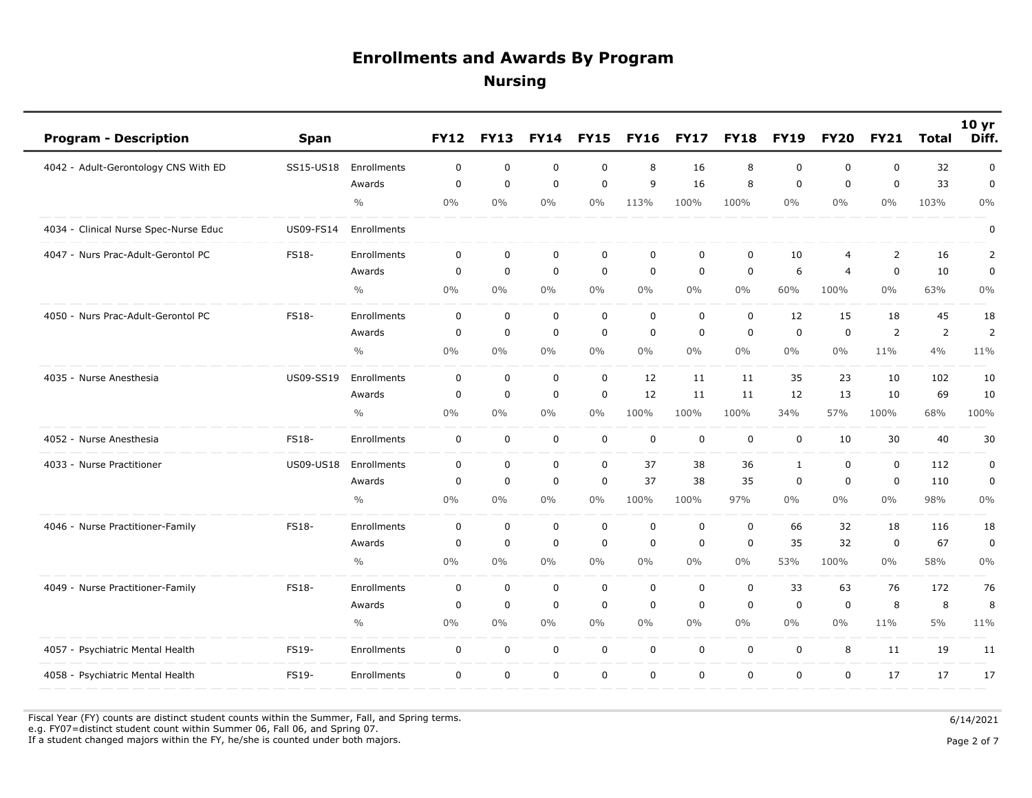# Enrollments and Awards By Program

## Nursing

| Program - Description | Span | | FY12 | FY13 | FY14 | FY15 | FY16 | FY17 | FY18 | FY19 | FY20 | FY21 | Total | 10 yr Diff. |
|---|---|---|---|---|---|---|---|---|---|---|---|---|---|---|
| 4042 - Adult-Gerontology CNS With ED | SS15-US18 | Enrollments | 0 | 0 | 0 | 0 | 8 | 16 | 8 | 0 | 0 | 0 | 32 | 0 |
| | | Awards | 0 | 0 | 0 | 0 | 9 | 16 | 8 | 0 | 0 | 0 | 33 | 0 |
| | | % | 0% | 0% | 0% | 0% | 113% | 100% | 100% | 0% | 0% | 0% | 103% | 0% |
| 4034 - Clinical Nurse Spec-Nurse Educ | US09-FS14 | Enrollments | | | | | | | | | | | | 0 |
| 4047 - Nurs Prac-Adult-Gerontol PC | FS18- | Enrollments | 0 | 0 | 0 | 0 | 0 | 0 | 0 | 10 | 4 | 2 | 16 | 2 |
| | | Awards | 0 | 0 | 0 | 0 | 0 | 0 | 0 | 6 | 4 | 0 | 10 | 0 |
| | | % | 0% | 0% | 0% | 0% | 0% | 0% | 0% | 60% | 100% | 0% | 63% | 0% |
| 4050 - Nurs Prac-Adult-Gerontol PC | FS18- | Enrollments | 0 | 0 | 0 | 0 | 0 | 0 | 0 | 12 | 15 | 18 | 45 | 18 |
| | | Awards | 0 | 0 | 0 | 0 | 0 | 0 | 0 | 0 | 0 | 2 | 2 | 2 |
| | | % | 0% | 0% | 0% | 0% | 0% | 0% | 0% | 0% | 0% | 11% | 4% | 11% |
| 4035 - Nurse Anesthesia | US09-SS19 | Enrollments | 0 | 0 | 0 | 0 | 12 | 11 | 11 | 35 | 23 | 10 | 102 | 10 |
| | | Awards | 0 | 0 | 0 | 0 | 12 | 11 | 11 | 12 | 13 | 10 | 69 | 10 |
| | | % | 0% | 0% | 0% | 0% | 100% | 100% | 100% | 34% | 57% | 100% | 68% | 100% |
| 4052 - Nurse Anesthesia | FS18- | Enrollments | 0 | 0 | 0 | 0 | 0 | 0 | 0 | 0 | 10 | 30 | 40 | 30 |
| 4033 - Nurse Practitioner | US09-US18 | Enrollments | 0 | 0 | 0 | 0 | 37 | 38 | 36 | 1 | 0 | 0 | 112 | 0 |
| | | Awards | 0 | 0 | 0 | 0 | 37 | 38 | 35 | 0 | 0 | 0 | 110 | 0 |
| | | % | 0% | 0% | 0% | 0% | 100% | 100% | 97% | 0% | 0% | 0% | 98% | 0% |
| 4046 - Nurse Practitioner-Family | FS18- | Enrollments | 0 | 0 | 0 | 0 | 0 | 0 | 0 | 66 | 32 | 18 | 116 | 18 |
| | | Awards | 0 | 0 | 0 | 0 | 0 | 0 | 0 | 35 | 32 | 0 | 67 | 0 |
| | | % | 0% | 0% | 0% | 0% | 0% | 0% | 0% | 53% | 100% | 0% | 58% | 0% |
| 4049 - Nurse Practitioner-Family | FS18- | Enrollments | 0 | 0 | 0 | 0 | 0 | 0 | 0 | 33 | 63 | 76 | 172 | 76 |
| | | Awards | 0 | 0 | 0 | 0 | 0 | 0 | 0 | 0 | 0 | 8 | 8 | 8 |
| | | % | 0% | 0% | 0% | 0% | 0% | 0% | 0% | 0% | 0% | 11% | 5% | 11% |
| 4057 - Psychiatric Mental Health | FS19- | Enrollments | 0 | 0 | 0 | 0 | 0 | 0 | 0 | 0 | 8 | 11 | 19 | 11 |
| 4058 - Psychiatric Mental Health | FS19- | Enrollments | 0 | 0 | 0 | 0 | 0 | 0 | 0 | 0 | 0 | 17 | 17 | 17 |

Fiscal Year (FY) counts are distinct student counts within the Summer, Fall, and Spring terms.
e.g. FY07=distinct student count within Summer 06, Fall 06, and Spring 07.
If a student changed majors within the FY, he/she is counted under both majors.

6/14/2021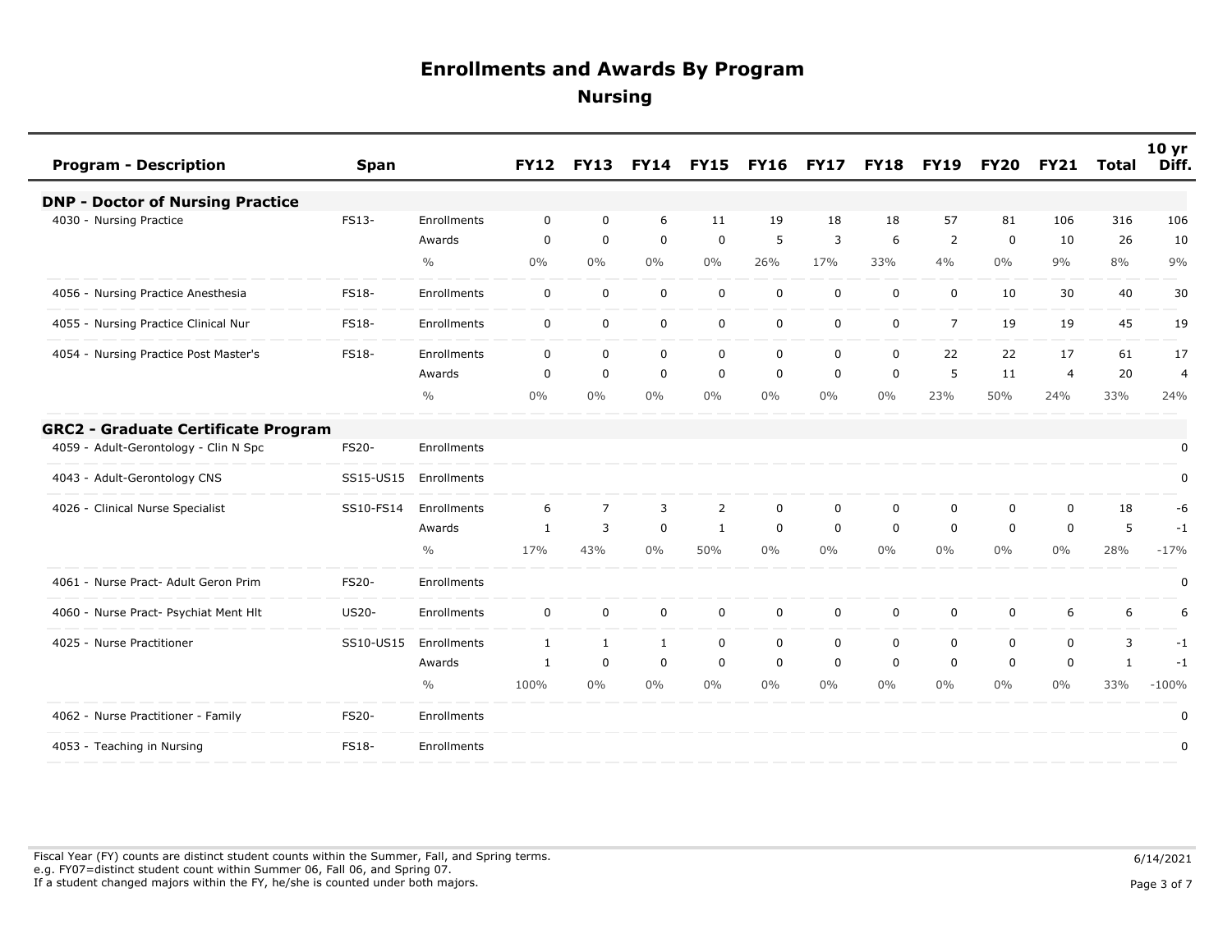# Enrollments and Awards By Program

## Nursing

| Program - Description | Span | | FY12 | FY13 | FY14 | FY15 | FY16 | FY17 | FY18 | FY19 | FY20 | FY21 | Total | 10 yr Diff. |
|---|---|---|---|---|---|---|---|---|---|---|---|---|---|---|
| **DNP - Doctor of Nursing Practice** | | | | | | | | | | | | | | |
| 4030 - Nursing Practice | FS13- | Enrollments | 0 | 0 | 6 | 11 | 19 | 18 | 18 | 57 | 81 | 106 | 316 | 106 |
| | | Awards | 0 | 0 | 0 | 0 | 5 | 3 | 6 | 2 | 0 | 10 | 26 | 10 |
| | | % | 0% | 0% | 0% | 0% | 26% | 17% | 33% | 4% | 0% | 9% | 8% | 9% |
| 4056 - Nursing Practice Anesthesia | FS18- | Enrollments | 0 | 0 | 0 | 0 | 0 | 0 | 0 | 0 | 10 | 30 | 40 | 30 |
| 4055 - Nursing Practice Clinical Nur | FS18- | Enrollments | 0 | 0 | 0 | 0 | 0 | 0 | 0 | 7 | 19 | 19 | 45 | 19 |
| 4054 - Nursing Practice Post Master's | FS18- | Enrollments | 0 | 0 | 0 | 0 | 0 | 0 | 0 | 22 | 22 | 17 | 61 | 17 |
| | | Awards | 0 | 0 | 0 | 0 | 0 | 0 | 0 | 5 | 11 | 4 | 20 | 4 |
| | | % | 0% | 0% | 0% | 0% | 0% | 0% | 0% | 23% | 50% | 24% | 33% | 24% |
| **GRC2 - Graduate Certificate Program** | | | | | | | | | | | | | | |
| 4059 - Adult-Gerontology - Clin N Spc | FS20- | Enrollments | | | | | | | | | | | | 0 |
| 4043 - Adult-Gerontology CNS | SS15-US15 | Enrollments | | | | | | | | | | | | 0 |
| 4026 - Clinical Nurse Specialist | SS10-FS14 | Enrollments | 6 | 7 | 3 | 2 | 0 | 0 | 0 | 0 | 0 | 0 | 18 | -6 |
| | | Awards | 1 | 3 | 0 | 1 | 0 | 0 | 0 | 0 | 0 | 0 | 5 | -1 |
| | | % | 17% | 43% | 0% | 50% | 0% | 0% | 0% | 0% | 0% | 0% | 28% | -17% |
| 4061 - Nurse Pract- Adult Geron Prim | FS20- | Enrollments | | | | | | | | | | | | 0 |
| 4060 - Nurse Pract- Psychiat Ment Hlt | US20- | Enrollments | 0 | 0 | 0 | 0 | 0 | 0 | 0 | 0 | 0 | 6 | 6 | 6 |
| 4025 - Nurse Practitioner | SS10-US15 | Enrollments | 1 | 1 | 1 | 0 | 0 | 0 | 0 | 0 | 0 | 0 | 3 | -1 |
| | | Awards | 1 | 0 | 0 | 0 | 0 | 0 | 0 | 0 | 0 | 0 | 1 | -1 |
| | | % | 100% | 0% | 0% | 0% | 0% | 0% | 0% | 0% | 0% | 0% | 33% | -100% |
| 4062 - Nurse Practitioner - Family | FS20- | Enrollments | | | | | | | | | | | | 0 |
| 4053 - Teaching in Nursing | FS18- | Enrollments | | | | | | | | | | | | 0 |

Fiscal Year (FY) counts are distinct student counts within the Summer, Fall, and Spring terms.
e.g. FY07=distinct student count within Summer 06, Fall 06, and Spring 07.
If a student changed majors within the FY, he/she is counted under both majors.

6/14/2021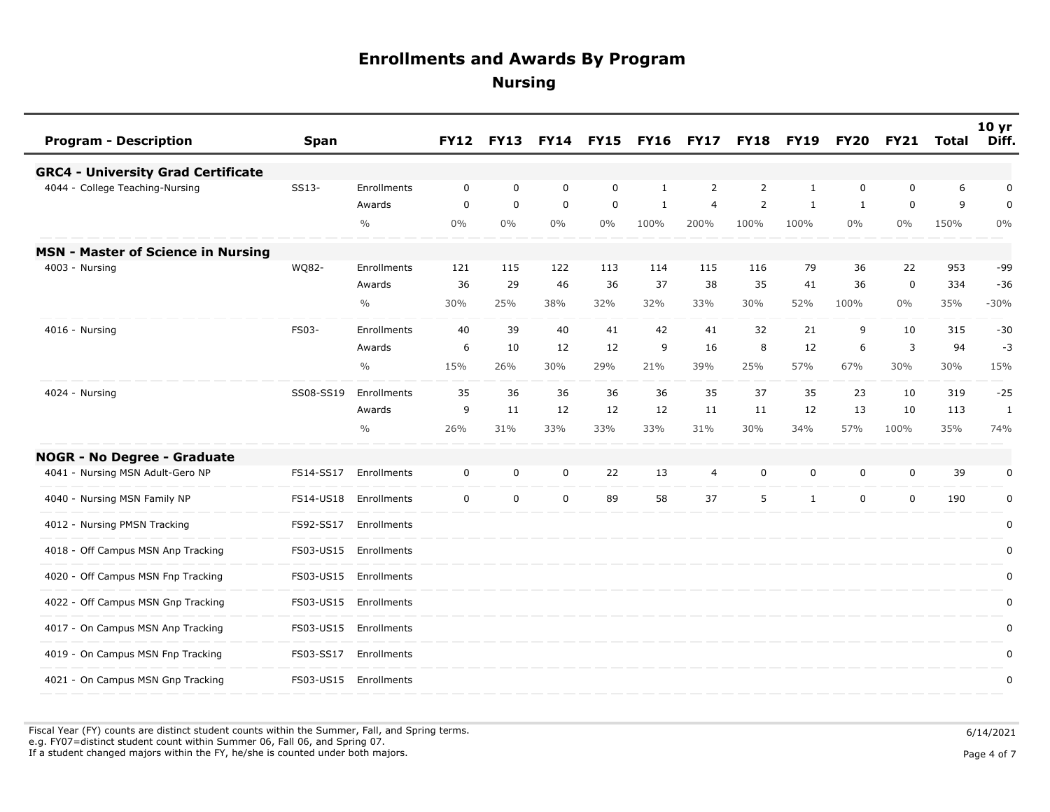# Enrollments and Awards By Program

## Nursing

| Program - Description | Span | | FY12 | FY13 | FY14 | FY15 | FY16 | FY17 | FY18 | FY19 | FY20 | FY21 | Total | 10 yr Diff. |
|---|---|---|---|---|---|---|---|---|---|---|---|---|---|---|
| **GRC4 - University Grad Certificate** | | | | | | | | | | | | | | |
| 4044 - College Teaching-Nursing | SS13- | Enrollments | 0 | 0 | 0 | 0 | 1 | 2 | 2 | 1 | 0 | 0 | 6 | 0 |
| | | Awards | 0 | 0 | 0 | 0 | 1 | 4 | 2 | 1 | 1 | 0 | 9 | 0 |
| | | % | 0% | 0% | 0% | 0% | 100% | 200% | 100% | 100% | 0% | 0% | 150% | 0% |
| **MSN - Master of Science in Nursing** | | | | | | | | | | | | | | |
| 4003 - Nursing | WQ82- | Enrollments | 121 | 115 | 122 | 113 | 114 | 115 | 116 | 79 | 36 | 22 | 953 | -99 |
| | | Awards | 36 | 29 | 46 | 36 | 37 | 38 | 35 | 41 | 36 | 0 | 334 | -36 |
| | | % | 30% | 25% | 38% | 32% | 32% | 33% | 30% | 52% | 100% | 0% | 35% | -30% |
| 4016 - Nursing | FS03- | Enrollments | 40 | 39 | 40 | 41 | 42 | 41 | 32 | 21 | 9 | 10 | 315 | -30 |
| | | Awards | 6 | 10 | 12 | 12 | 9 | 16 | 8 | 12 | 6 | 3 | 94 | -3 |
| | | % | 15% | 26% | 30% | 29% | 21% | 39% | 25% | 57% | 67% | 30% | 30% | 15% |
| 4024 - Nursing | SS08-SS19 | Enrollments | 35 | 36 | 36 | 36 | 36 | 35 | 37 | 35 | 23 | 10 | 319 | -25 |
| | | Awards | 9 | 11 | 12 | 12 | 12 | 11 | 11 | 12 | 13 | 10 | 113 | 1 |
| | | % | 26% | 31% | 33% | 33% | 33% | 31% | 30% | 34% | 57% | 100% | 35% | 74% |
| **NOGR - No Degree - Graduate** | | | | | | | | | | | | | | |
| 4041 - Nursing MSN Adult-Gero NP | FS14-SS17 | Enrollments | 0 | 0 | 0 | 22 | 13 | 4 | 0 | 0 | 0 | 0 | 39 | 0 |
| 4040 - Nursing MSN Family NP | FS14-US18 | Enrollments | 0 | 0 | 0 | 89 | 58 | 37 | 5 | 1 | 0 | 0 | 190 | 0 |
| 4012 - Nursing PMSN Tracking | FS92-SS17 | Enrollments | | | | | | | | | | | | 0 |
| 4018 - Off Campus MSN Anp Tracking | FS03-US15 | Enrollments | | | | | | | | | | | | 0 |
| 4020 - Off Campus MSN Fnp Tracking | FS03-US15 | Enrollments | | | | | | | | | | | | 0 |
| 4022 - Off Campus MSN Gnp Tracking | FS03-US15 | Enrollments | | | | | | | | | | | | 0 |
| 4017 - On Campus MSN Anp Tracking | FS03-US15 | Enrollments | | | | | | | | | | | | 0 |
| 4019 - On Campus MSN Fnp Tracking | FS03-SS17 | Enrollments | | | | | | | | | | | | 0 |
| 4021 - On Campus MSN Gnp Tracking | FS03-US15 | Enrollments | | | | | | | | | | | | 0 |

Fiscal Year (FY) counts are distinct student counts within the Summer, Fall, and Spring terms.
e.g. FY07=distinct student count within Summer 06, Fall 06, and Spring 07.
If a student changed majors within the FY, he/she is counted under both majors.

6/14/2021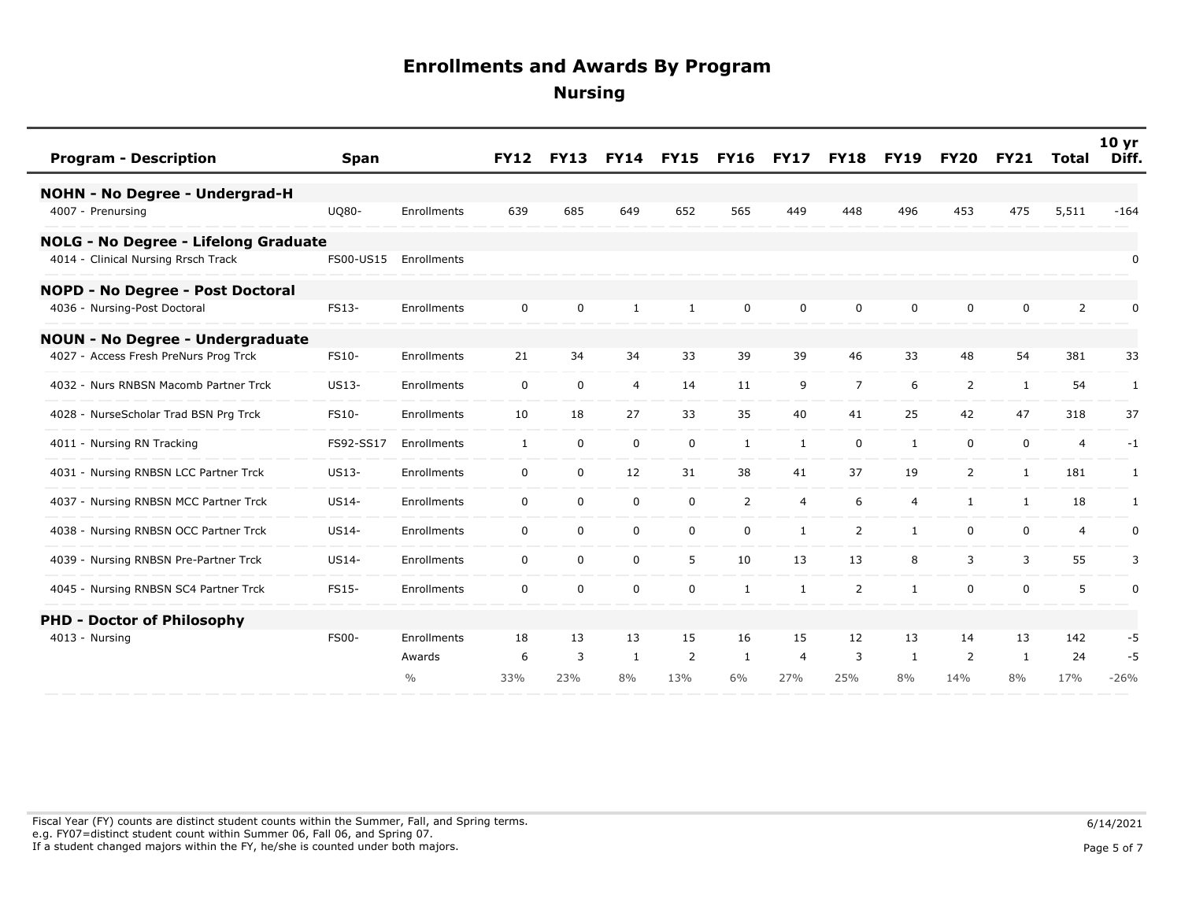# Enrollments and Awards By Program

## Nursing

| Program - Description | Span | | FY12 | FY13 | FY14 | FY15 | FY16 | FY17 | FY18 | FY19 | FY20 | FY21 | Total | 10 yr Diff. |
|---|---|---|---|---|---|---|---|---|---|---|---|---|---|---|
| **NOHN - No Degree - Undergrad-H** | | | | | | | | | | | | | | |
| 4007 - Prenursing | UQ80- | Enrollments | 639 | 685 | 649 | 652 | 565 | 449 | 448 | 496 | 453 | 475 | 5,511 | -164 |
| **NOLG - No Degree - Lifelong Graduate** | | | | | | | | | | | | | | |
| 4014 - Clinical Nursing Rrsch Track | FS00-US15 | Enrollments | | | | | | | | | | | | 0 |
| **NOPD - No Degree - Post Doctoral** | | | | | | | | | | | | | | |
| 4036 - Nursing-Post Doctoral | FS13- | Enrollments | 0 | 0 | 1 | 1 | 0 | 0 | 0 | 0 | 0 | 0 | 2 | 0 |
| **NOUN - No Degree - Undergraduate** | | | | | | | | | | | | | | |
| 4027 - Access Fresh PreNurs Prog Trck | FS10- | Enrollments | 21 | 34 | 34 | 33 | 39 | 39 | 46 | 33 | 48 | 54 | 381 | 33 |
| 4032 - Nurs RNBSN Macomb Partner Trck | US13- | Enrollments | 0 | 0 | 4 | 14 | 11 | 9 | 7 | 6 | 2 | 1 | 54 | 1 |
| 4028 - NurseScholar Trad BSN Prg Trck | FS10- | Enrollments | 10 | 18 | 27 | 33 | 35 | 40 | 41 | 25 | 42 | 47 | 318 | 37 |
| 4011 - Nursing RN Tracking | FS92-SS17 | Enrollments | 1 | 0 | 0 | 0 | 1 | 1 | 0 | 1 | 0 | 0 | 4 | -1 |
| 4031 - Nursing RNBSN LCC Partner Trck | US13- | Enrollments | 0 | 0 | 12 | 31 | 38 | 41 | 37 | 19 | 2 | 1 | 181 | 1 |
| 4037 - Nursing RNBSN MCC Partner Trck | US14- | Enrollments | 0 | 0 | 0 | 0 | 2 | 4 | 6 | 4 | 1 | 1 | 18 | 1 |
| 4038 - Nursing RNBSN OCC Partner Trck | US14- | Enrollments | 0 | 0 | 0 | 0 | 0 | 1 | 2 | 1 | 0 | 0 | 4 | 0 |
| 4039 - Nursing RNBSN Pre-Partner Trck | US14- | Enrollments | 0 | 0 | 0 | 5 | 10 | 13 | 13 | 8 | 3 | 3 | 55 | 3 |
| 4045 - Nursing RNBSN SC4 Partner Trck | FS15- | Enrollments | 0 | 0 | 0 | 0 | 1 | 1 | 2 | 1 | 0 | 0 | 5 | 0 |
| **PHD - Doctor of Philosophy** | | | | | | | | | | | | | | |
| 4013 - Nursing | FS00- | Enrollments | 18 | 13 | 13 | 15 | 16 | 15 | 12 | 13 | 14 | 13 | 142 | -5 |
| | | Awards | 6 | 3 | 1 | 2 | 1 | 4 | 3 | 1 | 2 | 1 | 24 | -5 |
| | | % | 33% | 23% | 8% | 13% | 6% | 27% | 25% | 8% | 14% | 8% | 17% | -26% |

Fiscal Year (FY) counts are distinct student counts within the Summer, Fall, and Spring terms.
e.g. FY07=distinct student count within Summer 06, Fall 06, and Spring 07.
If a student changed majors within the FY, he/she is counted under both majors.

6/14/2021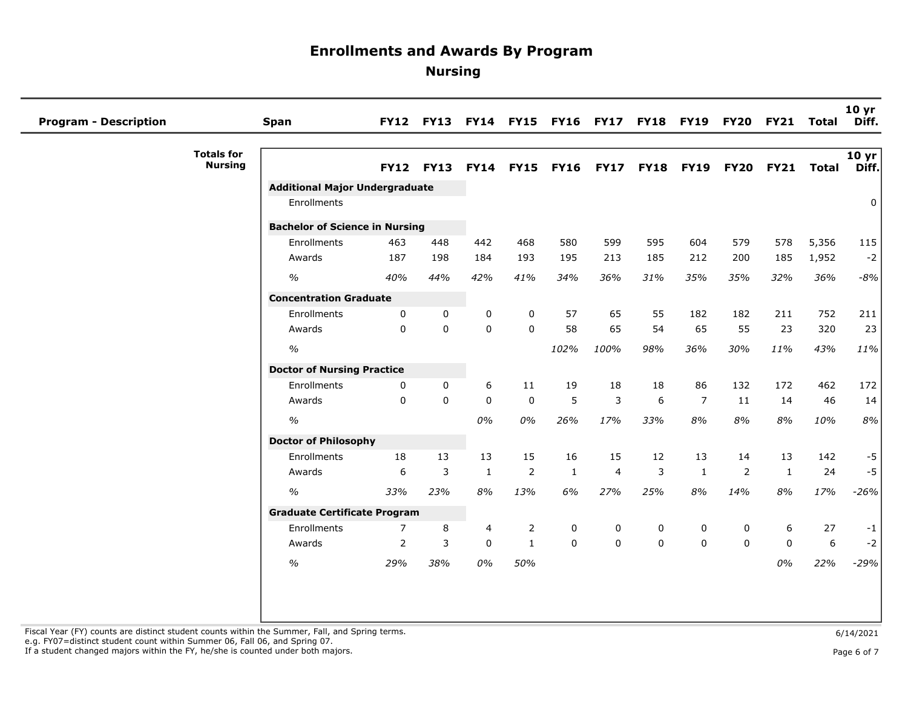# Enrollments and Awards By Program

## Nursing

| Program - Description | Span | FY12 | FY13 | FY14 | FY15 | FY16 | FY17 | FY18 | FY19 | FY20 | FY21 | Total | 10 yr Diff. |
|---|---|---|---|---|---|---|---|---|---|---|---|---|---|

**Totals for Nursing**

| | FY12 | FY13 | FY14 | FY15 | FY16 | FY17 | FY18 | FY19 | FY20 | FY21 | Total | 10 yr Diff. |
|---|---|---|---|---|---|---|---|---|---|---|---|---|
| **Additional Major Undergraduate** | | | | | | | | | | | | |
| Enrollments | | | | | | | | | | | | 0 |
| **Bachelor of Science in Nursing** | | | | | | | | | | | | |
| Enrollments | 463 | 448 | 442 | 468 | 580 | 599 | 595 | 604 | 579 | 578 | 5,356 | 115 |
| Awards | 187 | 198 | 184 | 193 | 195 | 213 | 185 | 212 | 200 | 185 | 1,952 | -2 |
| *%* | *40%* | *44%* | *42%* | *41%* | *34%* | *36%* | *31%* | *35%* | *35%* | *32%* | *36%* | *-8%* |
| **Concentration Graduate** | | | | | | | | | | | | |
| Enrollments | 0 | 0 | 0 | 0 | 57 | 65 | 55 | 182 | 182 | 211 | 752 | 211 |
| Awards | 0 | 0 | 0 | 0 | 58 | 65 | 54 | 65 | 55 | 23 | 320 | 23 |
| *%* | | | | | *102%* | *100%* | *98%* | *36%* | *30%* | *11%* | *43%* | *11%* |
| **Doctor of Nursing Practice** | | | | | | | | | | | | |
| Enrollments | 0 | 0 | 6 | 11 | 19 | 18 | 18 | 86 | 132 | 172 | 462 | 172 |
| Awards | 0 | 0 | 0 | 0 | 5 | 3 | 6 | 7 | 11 | 14 | 46 | 14 |
| *%* | | | *0%* | *0%* | *26%* | *17%* | *33%* | *8%* | *8%* | *8%* | *10%* | *8%* |
| **Doctor of Philosophy** | | | | | | | | | | | | |
| Enrollments | 18 | 13 | 13 | 15 | 16 | 15 | 12 | 13 | 14 | 13 | 142 | -5 |
| Awards | 6 | 3 | 1 | 2 | 1 | 4 | 3 | 1 | 2 | 1 | 24 | -5 |
| *%* | *33%* | *23%* | *8%* | *13%* | *6%* | *27%* | *25%* | *8%* | *14%* | *8%* | *17%* | *-26%* |
| **Graduate Certificate Program** | | | | | | | | | | | | |
| Enrollments | 7 | 8 | 4 | 2 | 0 | 0 | 0 | 0 | 0 | 6 | 27 | -1 |
| Awards | 2 | 3 | 0 | 1 | 0 | 0 | 0 | 0 | 0 | 0 | 6 | -2 |
| *%* | *29%* | *38%* | *0%* | *50%* | | | | | | *0%* | *22%* | *-29%* |

Fiscal Year (FY) counts are distinct student counts within the Summer, Fall, and Spring terms.
e.g. FY07=distinct student count within Summer 06, Fall 06, and Spring 07.
If a student changed majors within the FY, he/she is counted under both majors.

6/14/2021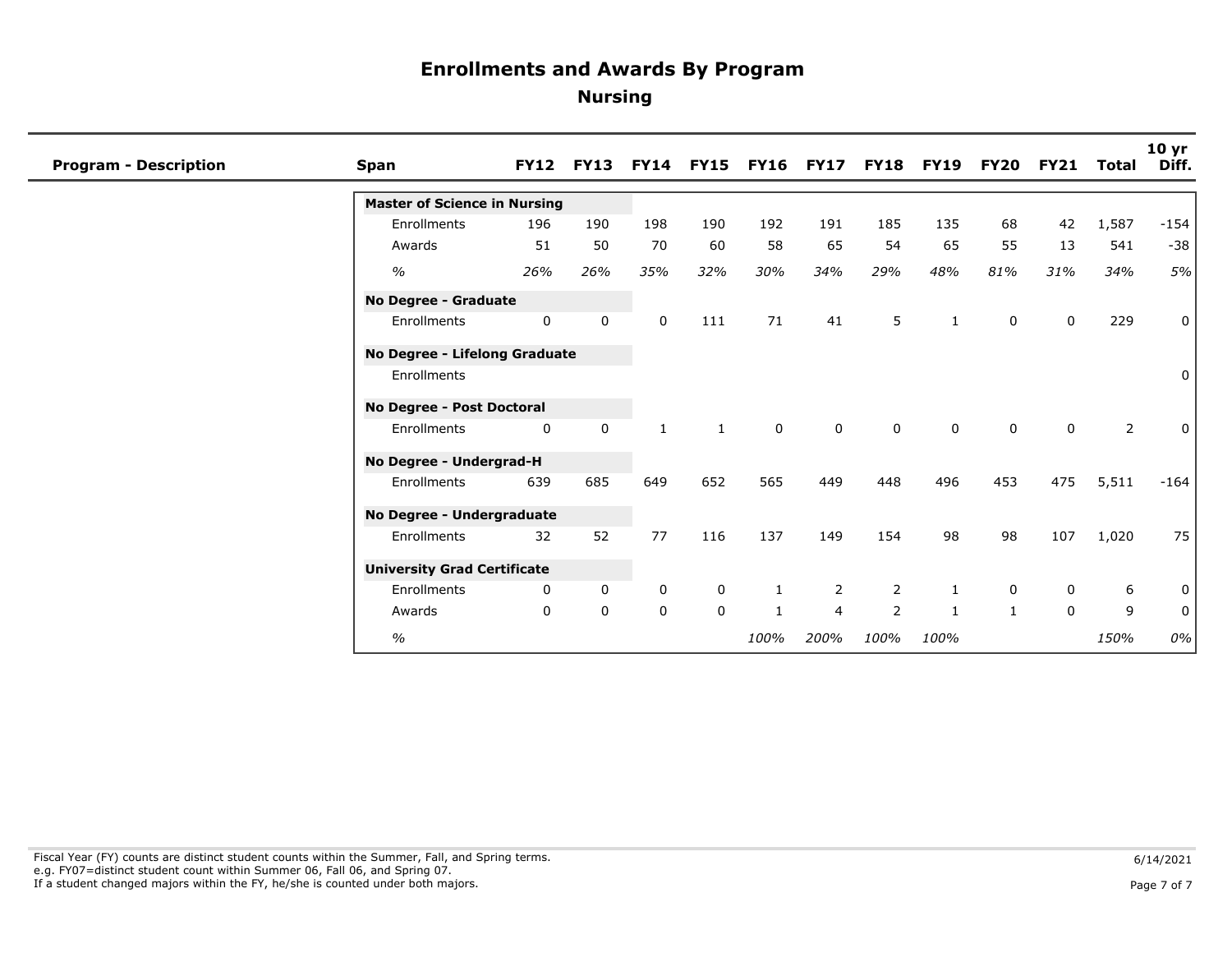# Enrollments and Awards By Program

## Nursing

| Program - Description | Span | FY12 | FY13 | FY14 | FY15 | FY16 | FY17 | FY18 | FY19 | FY20 | FY21 | Total | 10 yr Diff. |
|---|---|---|---|---|---|---|---|---|---|---|---|---|---|
| | **Master of Science in Nursing** | | | | | | | | | | | | |
| | Enrollments | 196 | 190 | 198 | 190 | 192 | 191 | 185 | 135 | 68 | 42 | 1,587 | -154 |
| | Awards | 51 | 50 | 70 | 60 | 58 | 65 | 54 | 65 | 55 | 13 | 541 | -38 |
| | *%* | *26%* | *26%* | *35%* | *32%* | *30%* | *34%* | *29%* | *48%* | *81%* | *31%* | *34%* | *5%* |
| | **No Degree - Graduate** | | | | | | | | | | | | |
| | Enrollments | 0 | 0 | 0 | 111 | 71 | 41 | 5 | 1 | 0 | 0 | 229 | 0 |
| | **No Degree - Lifelong Graduate** | | | | | | | | | | | | |
| | Enrollments | | | | | | | | | | | | 0 |
| | **No Degree - Post Doctoral** | | | | | | | | | | | | |
| | Enrollments | 0 | 0 | 1 | 1 | 0 | 0 | 0 | 0 | 0 | 0 | 2 | 0 |
| | **No Degree - Undergrad-H** | | | | | | | | | | | | |
| | Enrollments | 639 | 685 | 649 | 652 | 565 | 449 | 448 | 496 | 453 | 475 | 5,511 | -164 |
| | **No Degree - Undergraduate** | | | | | | | | | | | | |
| | Enrollments | 32 | 52 | 77 | 116 | 137 | 149 | 154 | 98 | 98 | 107 | 1,020 | 75 |
| | **University Grad Certificate** | | | | | | | | | | | | |
| | Enrollments | 0 | 0 | 0 | 0 | 1 | 2 | 2 | 1 | 0 | 0 | 6 | 0 |
| | Awards | 0 | 0 | 0 | 0 | 1 | 4 | 2 | 1 | 1 | 0 | 9 | 0 |
| | *%* | | | | | *100%* | *200%* | *100%* | *100%* | | | *150%* | *0%* |

Fiscal Year (FY) counts are distinct student counts within the Summer, Fall, and Spring terms.
e.g. FY07=distinct student count within Summer 06, Fall 06, and Spring 07.
If a student changed majors within the FY, he/she is counted under both majors.

6/14/2021